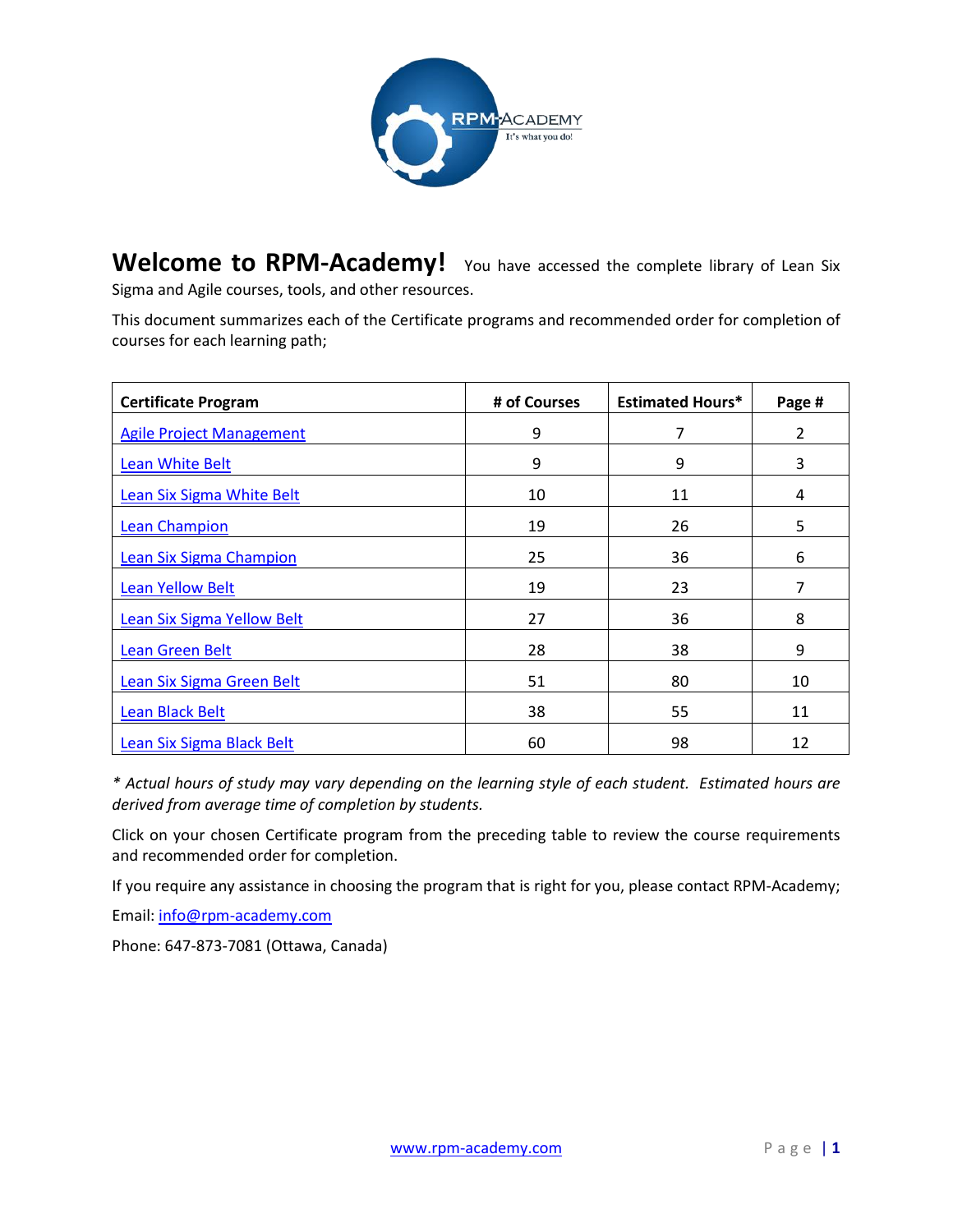**Welcome to RPM-Academy!** You have accessed the complete library of Lean Six Sigma and Agile courses, tools, and other resources.

This document summarizes each of the Certificate programs and recommended order for completion of courses for each learning path;

| Certificate Program | # of Courses | Estimated Hours* | Page # |
|---|---|---|---|
| Agile Project Management | 9 | 7 | 2 |
| Lean White Belt | 9 | 9 | 3 |
| Lean Six Sigma White Belt | 10 | 11 | 4 |
| Lean Champion | 19 | 26 | 5 |
| Lean Six Sigma Champion | 25 | 36 | 6 |
| Lean Yellow Belt | 19 | 23 | 7 |
| Lean Six Sigma Yellow Belt | 27 | 36 | 8 |
| Lean Green Belt | 28 | 38 | 9 |
| Lean Six Sigma Green Belt | 51 | 80 | 10 |
| Lean Black Belt | 38 | 55 | 11 |
| Lean Six Sigma Black Belt | 60 | 98 | 12 |

*\* Actual hours of study may vary depending on the learning style of each student. Estimated hours are derived from average time of completion by students.*

Click on your chosen Certificate program from the preceding table to review the course requirements and recommended order for completion.

If you require any assistance in choosing the program that is right for you, please contact RPM-Academy;

Email: info@rpm-academy.com

Phone: 647-873-7081 (Ottawa, Canada)

www.rpm-academy.com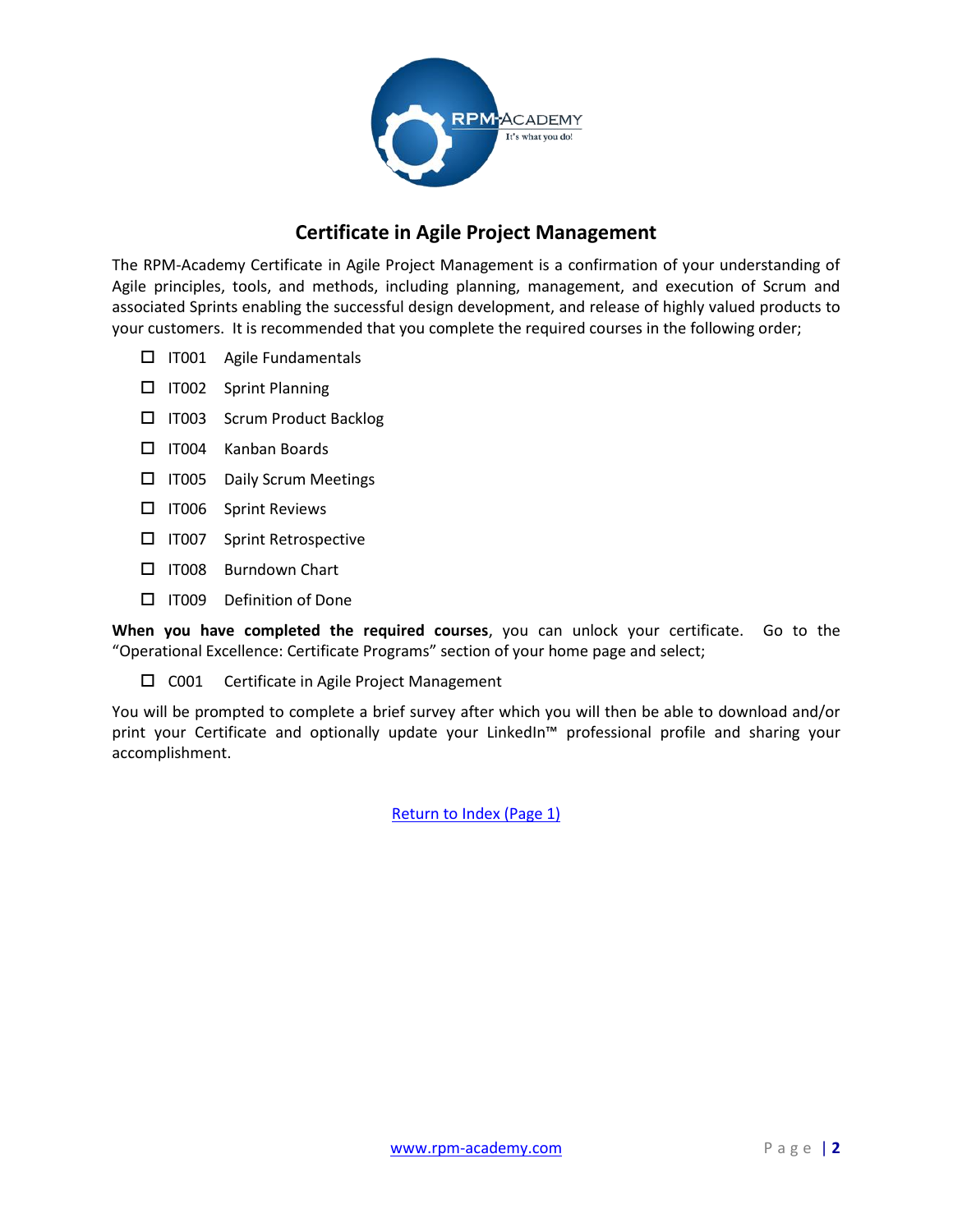## Certificate in Agile Project Management

The RPM-Academy Certificate in Agile Project Management is a confirmation of your understanding of Agile principles, tools, and methods, including planning, management, and execution of Scrum and associated Sprints enabling the successful design development, and release of highly valued products to your customers. It is recommended that you complete the required courses in the following order;

- ☐ IT001 Agile Fundamentals
- ☐ IT002 Sprint Planning
- ☐ IT003 Scrum Product Backlog
- ☐ IT004 Kanban Boards
- ☐ IT005 Daily Scrum Meetings
- ☐ IT006 Sprint Reviews
- ☐ IT007 Sprint Retrospective
- ☐ IT008 Burndown Chart
- ☐ IT009 Definition of Done

**When you have completed the required courses**, you can unlock your certificate. Go to the "Operational Excellence: Certificate Programs" section of your home page and select;

- ☐ C001 Certificate in Agile Project Management

You will be prompted to complete a brief survey after which you will then be able to download and/or print your Certificate and optionally update your LinkedIn™ professional profile and sharing your accomplishment.

Return to Index (Page 1)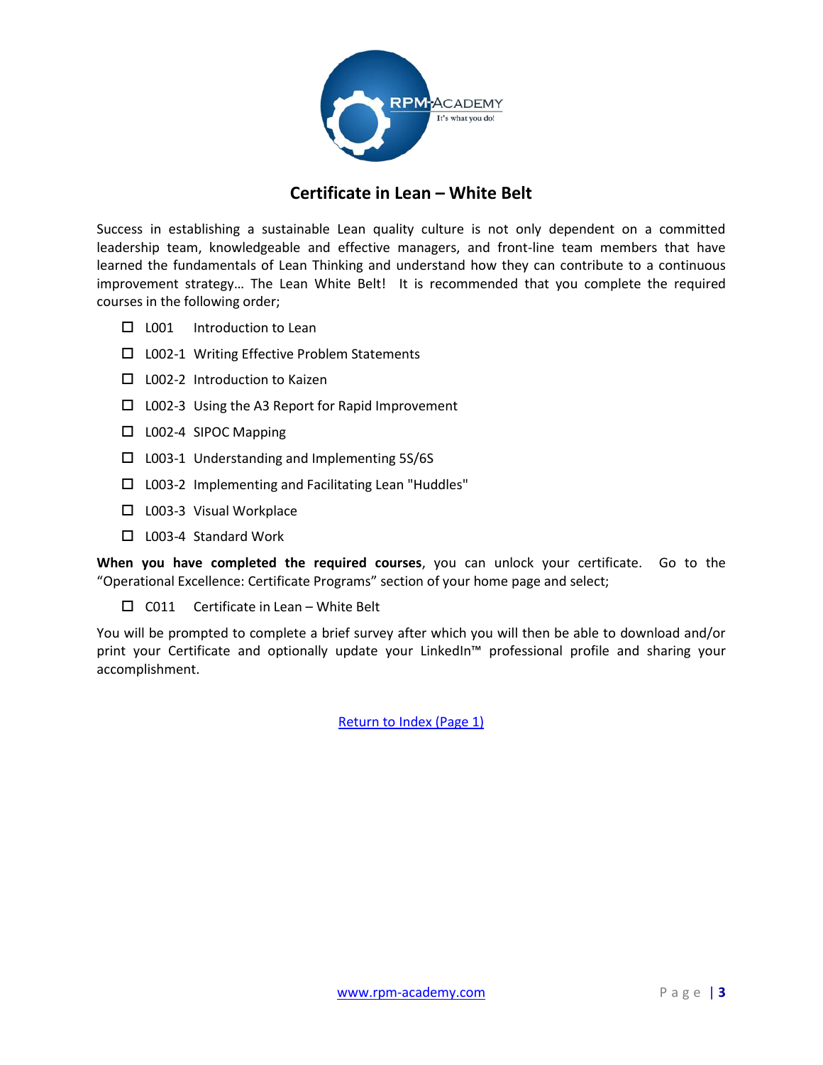## Certificate in Lean – White Belt

Success in establishing a sustainable Lean quality culture is not only dependent on a committed leadership team, knowledgeable and effective managers, and front-line team members that have learned the fundamentals of Lean Thinking and understand how they can contribute to a continuous improvement strategy… The Lean White Belt! It is recommended that you complete the required courses in the following order;

- ☐ L001 Introduction to Lean
- ☐ L002-1 Writing Effective Problem Statements
- ☐ L002-2 Introduction to Kaizen
- ☐ L002-3 Using the A3 Report for Rapid Improvement
- ☐ L002-4 SIPOC Mapping
- ☐ L003-1 Understanding and Implementing 5S/6S
- ☐ L003-2 Implementing and Facilitating Lean "Huddles"
- ☐ L003-3 Visual Workplace
- ☐ L003-4 Standard Work

**When you have completed the required courses**, you can unlock your certificate. Go to the "Operational Excellence: Certificate Programs" section of your home page and select;

- ☐ C011 Certificate in Lean – White Belt

You will be prompted to complete a brief survey after which you will then be able to download and/or print your Certificate and optionally update your LinkedIn™ professional profile and sharing your accomplishment.

Return to Index (Page 1)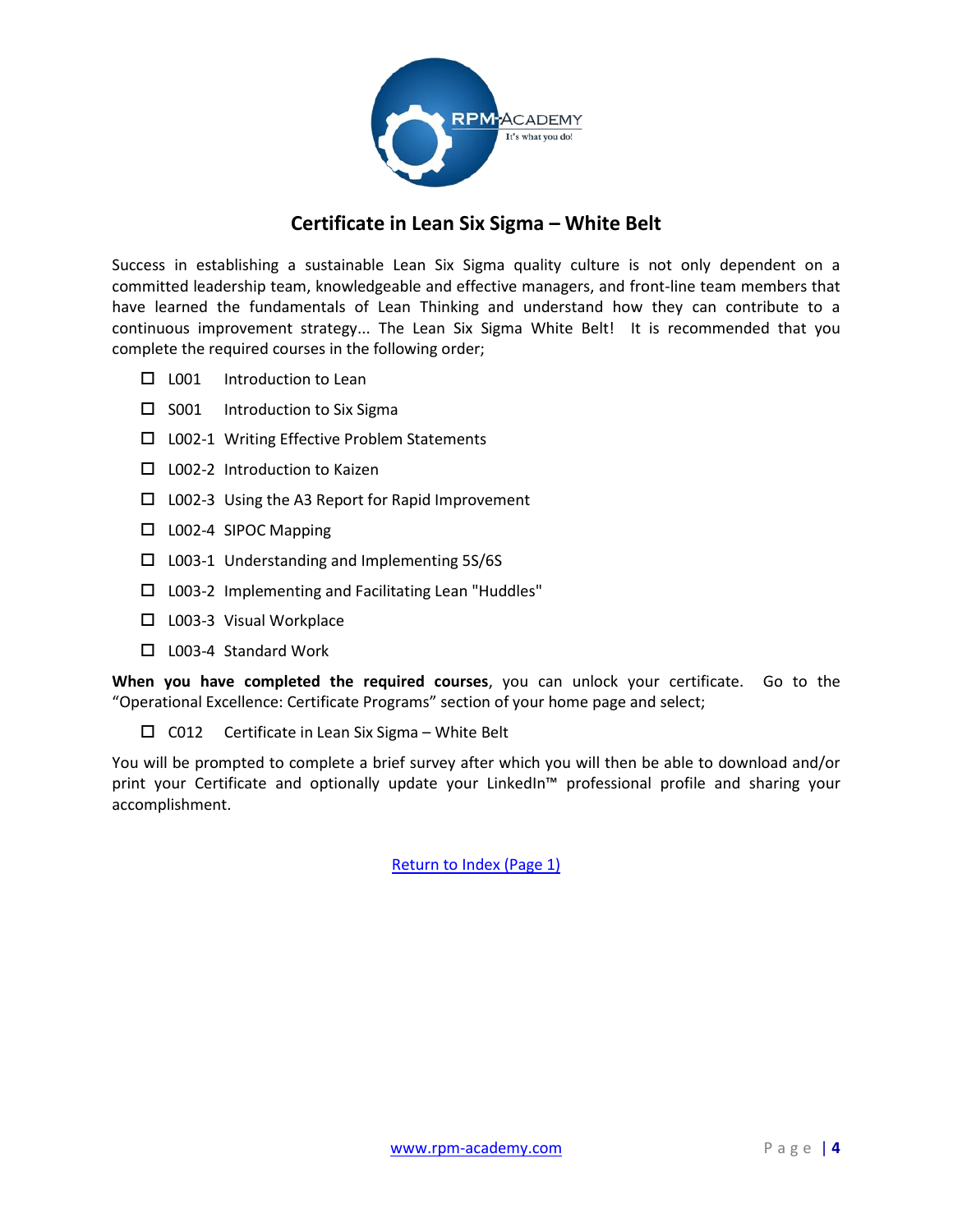## Certificate in Lean Six Sigma – White Belt

Success in establishing a sustainable Lean Six Sigma quality culture is not only dependent on a committed leadership team, knowledgeable and effective managers, and front-line team members that have learned the fundamentals of Lean Thinking and understand how they can contribute to a continuous improvement strategy... The Lean Six Sigma White Belt! It is recommended that you complete the required courses in the following order;

- ☐ L001 Introduction to Lean
- ☐ S001 Introduction to Six Sigma
- ☐ L002-1 Writing Effective Problem Statements
- ☐ L002-2 Introduction to Kaizen
- ☐ L002-3 Using the A3 Report for Rapid Improvement
- ☐ L002-4 SIPOC Mapping
- ☐ L003-1 Understanding and Implementing 5S/6S
- ☐ L003-2 Implementing and Facilitating Lean "Huddles"
- ☐ L003-3 Visual Workplace
- ☐ L003-4 Standard Work

**When you have completed the required courses**, you can unlock your certificate. Go to the "Operational Excellence: Certificate Programs" section of your home page and select;

- ☐ C012 Certificate in Lean Six Sigma – White Belt

You will be prompted to complete a brief survey after which you will then be able to download and/or print your Certificate and optionally update your LinkedIn™ professional profile and sharing your accomplishment.

Return to Index (Page 1)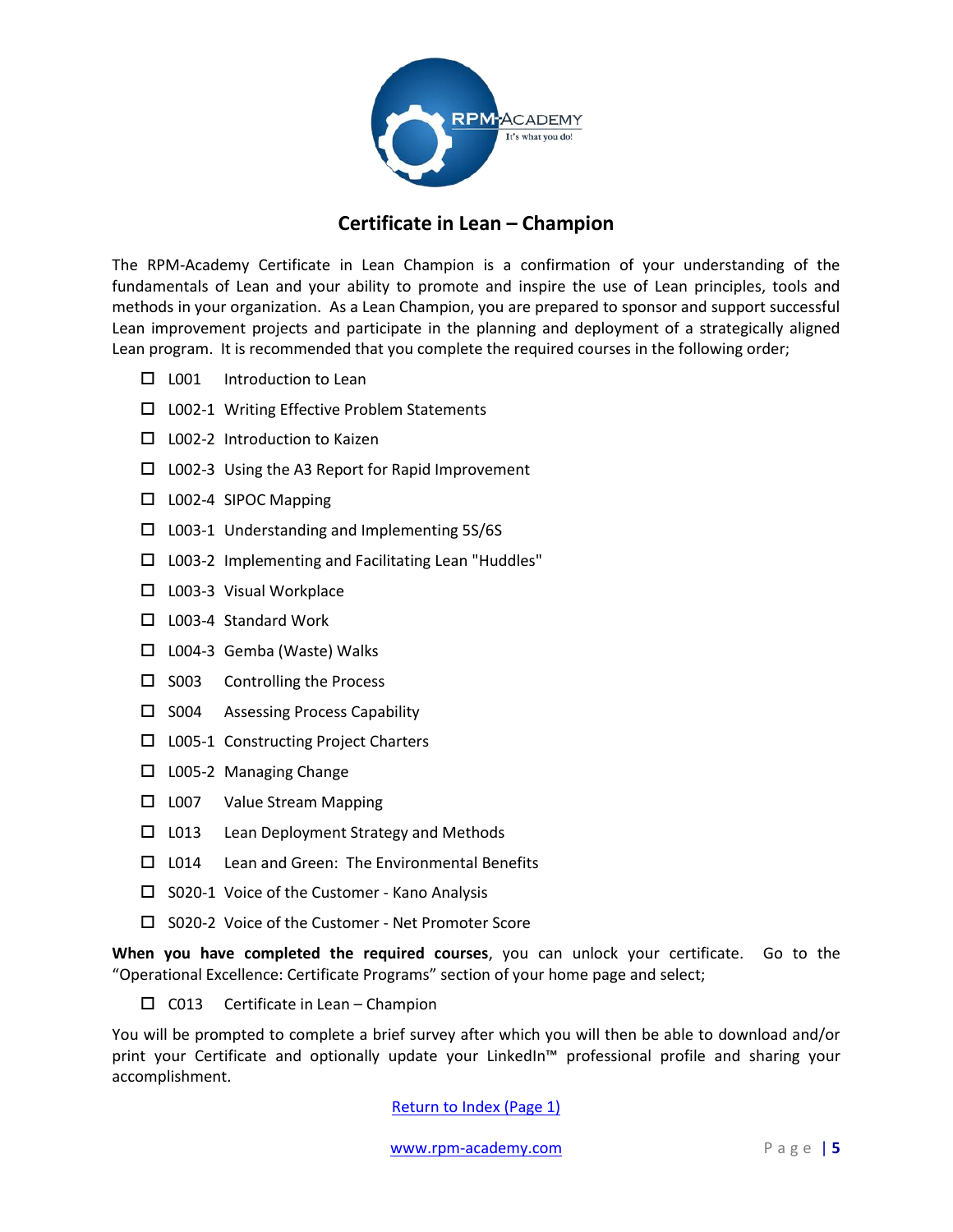## Certificate in Lean – Champion

The RPM-Academy Certificate in Lean Champion is a confirmation of your understanding of the fundamentals of Lean and your ability to promote and inspire the use of Lean principles, tools and methods in your organization. As a Lean Champion, you are prepared to sponsor and support successful Lean improvement projects and participate in the planning and deployment of a strategically aligned Lean program. It is recommended that you complete the required courses in the following order;

- ☐ L001 Introduction to Lean
- ☐ L002-1 Writing Effective Problem Statements
- ☐ L002-2 Introduction to Kaizen
- ☐ L002-3 Using the A3 Report for Rapid Improvement
- ☐ L002-4 SIPOC Mapping
- ☐ L003-1 Understanding and Implementing 5S/6S
- ☐ L003-2 Implementing and Facilitating Lean "Huddles"
- ☐ L003-3 Visual Workplace
- ☐ L003-4 Standard Work
- ☐ L004-3 Gemba (Waste) Walks
- ☐ S003 Controlling the Process
- ☐ S004 Assessing Process Capability
- ☐ L005-1 Constructing Project Charters
- ☐ L005-2 Managing Change
- ☐ L007 Value Stream Mapping
- ☐ L013 Lean Deployment Strategy and Methods
- ☐ L014 Lean and Green: The Environmental Benefits
- ☐ S020-1 Voice of the Customer - Kano Analysis
- ☐ S020-2 Voice of the Customer - Net Promoter Score

**When you have completed the required courses**, you can unlock your certificate. Go to the "Operational Excellence: Certificate Programs" section of your home page and select;

- ☐ C013 Certificate in Lean – Champion

You will be prompted to complete a brief survey after which you will then be able to download and/or print your Certificate and optionally update your LinkedIn™ professional profile and sharing your accomplishment.

Return to Index (Page 1)

www.rpm-academy.com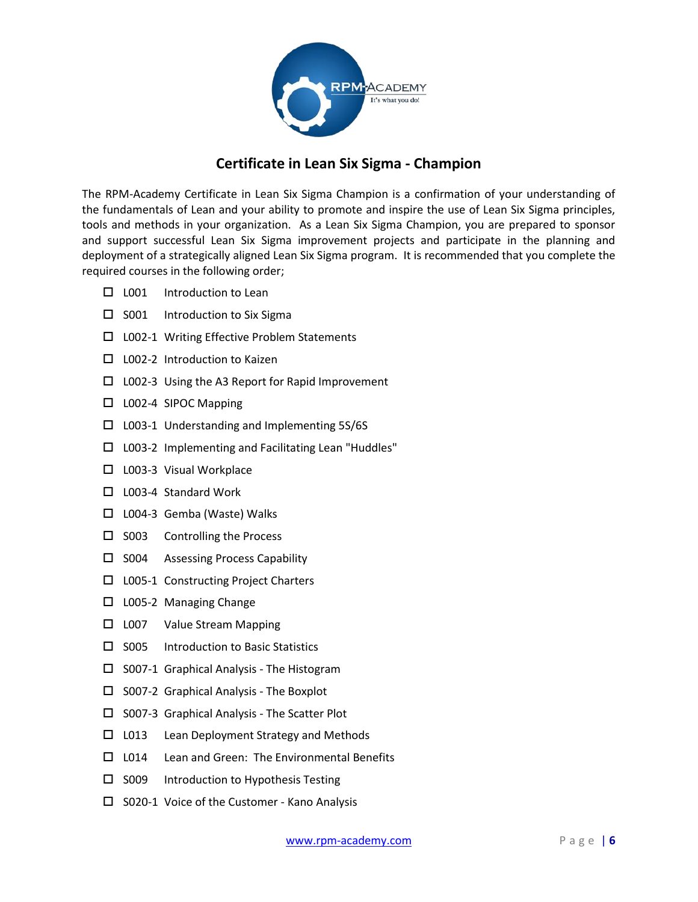# Certificate in Lean Six Sigma - Champion

The RPM-Academy Certificate in Lean Six Sigma Champion is a confirmation of your understanding of the fundamentals of Lean and your ability to promote and inspire the use of Lean Six Sigma principles, tools and methods in your organization. As a Lean Six Sigma Champion, you are prepared to sponsor and support successful Lean Six Sigma improvement projects and participate in the planning and deployment of a strategically aligned Lean Six Sigma program. It is recommended that you complete the required courses in the following order;

- ☐ L001 Introduction to Lean
- ☐ S001 Introduction to Six Sigma
- ☐ L002-1 Writing Effective Problem Statements
- ☐ L002-2 Introduction to Kaizen
- ☐ L002-3 Using the A3 Report for Rapid Improvement
- ☐ L002-4 SIPOC Mapping
- ☐ L003-1 Understanding and Implementing 5S/6S
- ☐ L003-2 Implementing and Facilitating Lean "Huddles"
- ☐ L003-3 Visual Workplace
- ☐ L003-4 Standard Work
- ☐ L004-3 Gemba (Waste) Walks
- ☐ S003 Controlling the Process
- ☐ S004 Assessing Process Capability
- ☐ L005-1 Constructing Project Charters
- ☐ L005-2 Managing Change
- ☐ L007 Value Stream Mapping
- ☐ S005 Introduction to Basic Statistics
- ☐ S007-1 Graphical Analysis - The Histogram
- ☐ S007-2 Graphical Analysis - The Boxplot
- ☐ S007-3 Graphical Analysis - The Scatter Plot
- ☐ L013 Lean Deployment Strategy and Methods
- ☐ L014 Lean and Green: The Environmental Benefits
- ☐ S009 Introduction to Hypothesis Testing
- ☐ S020-1 Voice of the Customer - Kano Analysis

www.rpm-academy.com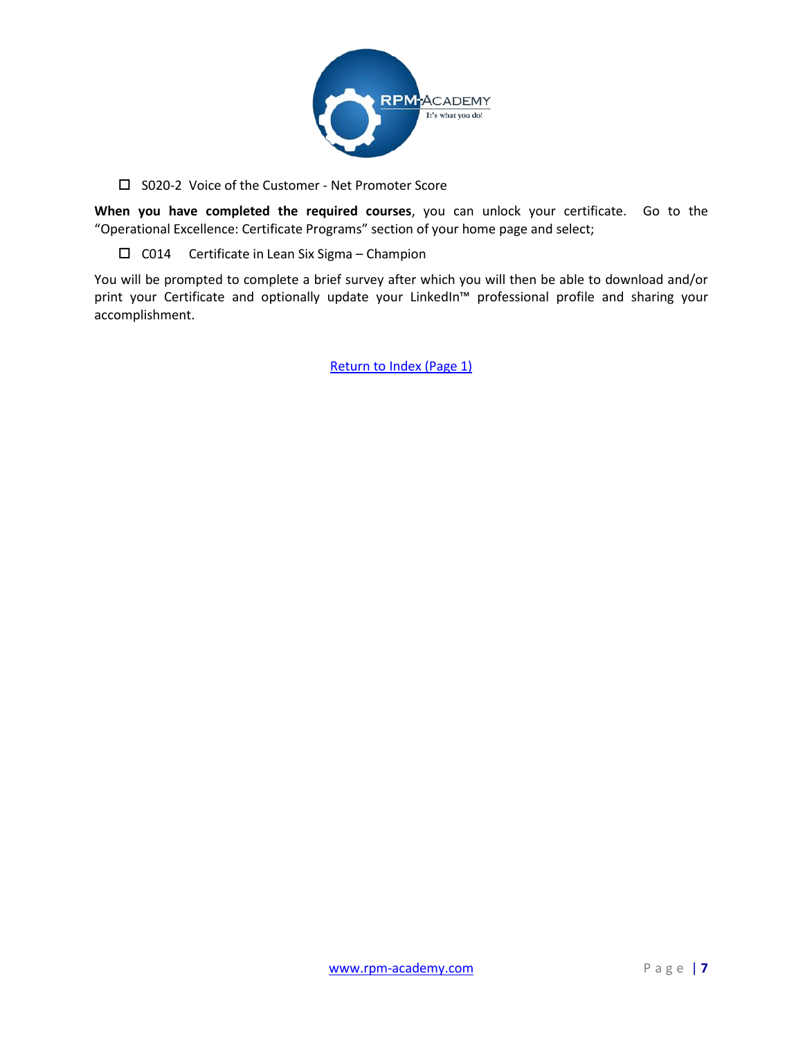- ☐ S020-2 Voice of the Customer - Net Promoter Score

**When you have completed the required courses**, you can unlock your certificate. Go to the "Operational Excellence: Certificate Programs" section of your home page and select;

- ☐ C014 Certificate in Lean Six Sigma – Champion

You will be prompted to complete a brief survey after which you will then be able to download and/or print your Certificate and optionally update your LinkedIn™ professional profile and sharing your accomplishment.

Return to Index (Page 1)

www.rpm-academy.com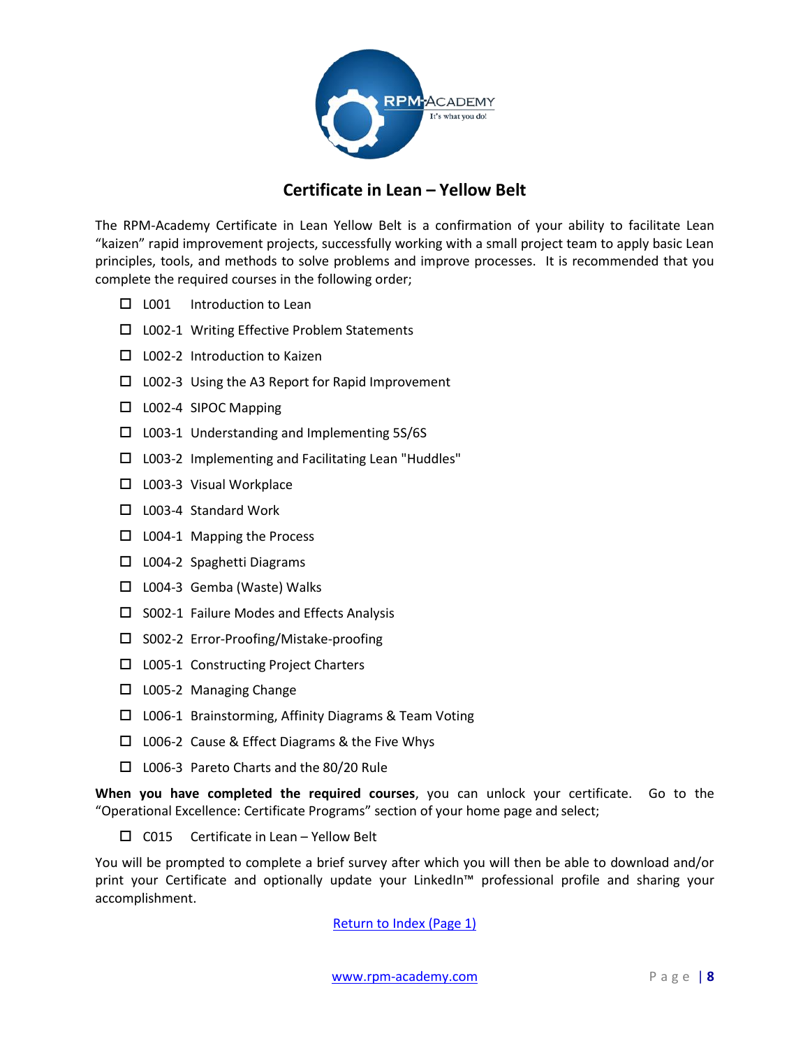# Certificate in Lean – Yellow Belt

The RPM-Academy Certificate in Lean Yellow Belt is a confirmation of your ability to facilitate Lean "kaizen" rapid improvement projects, successfully working with a small project team to apply basic Lean principles, tools, and methods to solve problems and improve processes. It is recommended that you complete the required courses in the following order;

- ☐ L001 Introduction to Lean
- ☐ L002-1 Writing Effective Problem Statements
- ☐ L002-2 Introduction to Kaizen
- ☐ L002-3 Using the A3 Report for Rapid Improvement
- ☐ L002-4 SIPOC Mapping
- ☐ L003-1 Understanding and Implementing 5S/6S
- ☐ L003-2 Implementing and Facilitating Lean "Huddles"
- ☐ L003-3 Visual Workplace
- ☐ L003-4 Standard Work
- ☐ L004-1 Mapping the Process
- ☐ L004-2 Spaghetti Diagrams
- ☐ L004-3 Gemba (Waste) Walks
- ☐ S002-1 Failure Modes and Effects Analysis
- ☐ S002-2 Error-Proofing/Mistake-proofing
- ☐ L005-1 Constructing Project Charters
- ☐ L005-2 Managing Change
- ☐ L006-1 Brainstorming, Affinity Diagrams & Team Voting
- ☐ L006-2 Cause & Effect Diagrams & the Five Whys
- ☐ L006-3 Pareto Charts and the 80/20 Rule

**When you have completed the required courses**, you can unlock your certificate. Go to the "Operational Excellence: Certificate Programs" section of your home page and select;

- ☐ C015 Certificate in Lean – Yellow Belt

You will be prompted to complete a brief survey after which you will then be able to download and/or print your Certificate and optionally update your LinkedIn™ professional profile and sharing your accomplishment.

Return to Index (Page 1)

www.rpm-academy.com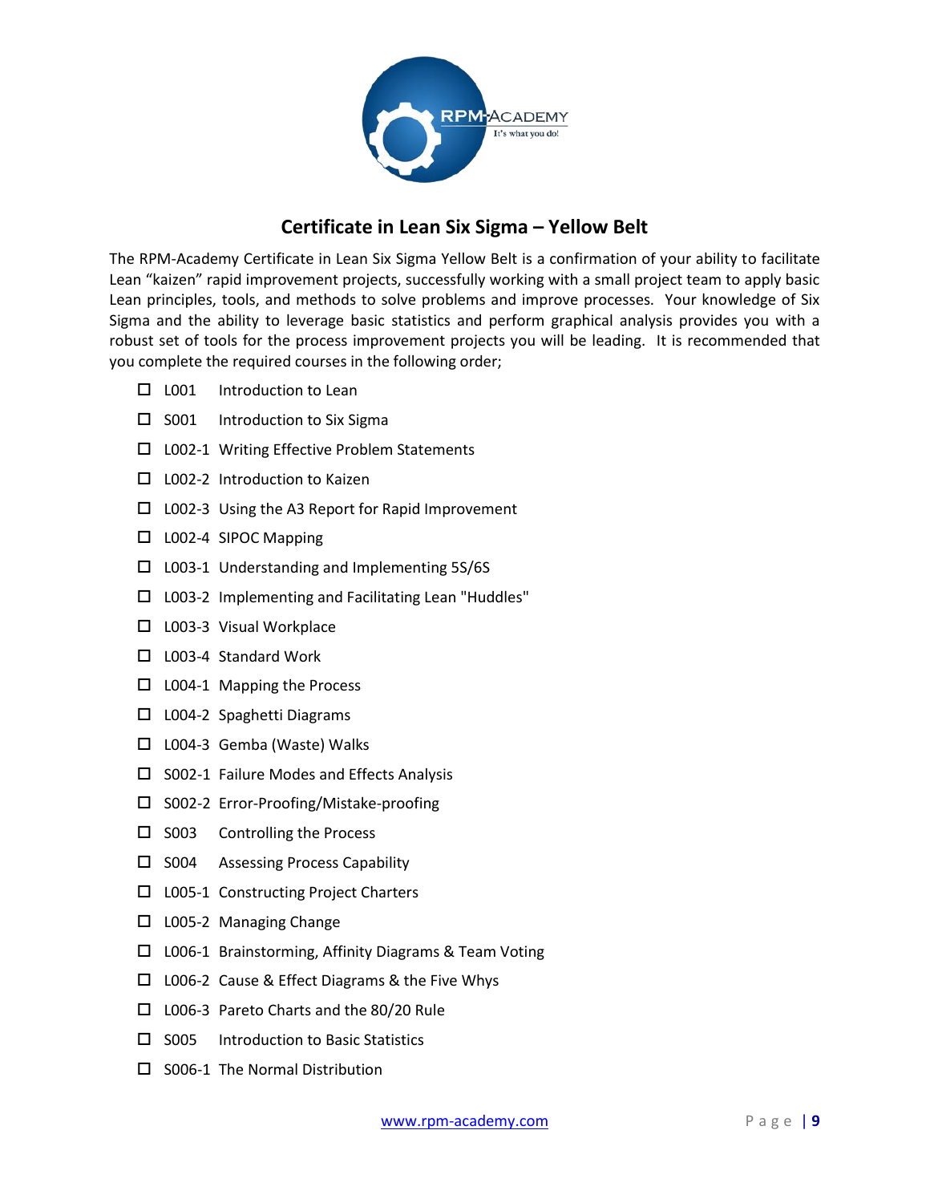## Certificate in Lean Six Sigma – Yellow Belt

The RPM-Academy Certificate in Lean Six Sigma Yellow Belt is a confirmation of your ability to facilitate Lean "kaizen" rapid improvement projects, successfully working with a small project team to apply basic Lean principles, tools, and methods to solve problems and improve processes. Your knowledge of Six Sigma and the ability to leverage basic statistics and perform graphical analysis provides you with a robust set of tools for the process improvement projects you will be leading. It is recommended that you complete the required courses in the following order;

- ☐ L001 Introduction to Lean
- ☐ S001 Introduction to Six Sigma
- ☐ L002-1 Writing Effective Problem Statements
- ☐ L002-2 Introduction to Kaizen
- ☐ L002-3 Using the A3 Report for Rapid Improvement
- ☐ L002-4 SIPOC Mapping
- ☐ L003-1 Understanding and Implementing 5S/6S
- ☐ L003-2 Implementing and Facilitating Lean "Huddles"
- ☐ L003-3 Visual Workplace
- ☐ L003-4 Standard Work
- ☐ L004-1 Mapping the Process
- ☐ L004-2 Spaghetti Diagrams
- ☐ L004-3 Gemba (Waste) Walks
- ☐ S002-1 Failure Modes and Effects Analysis
- ☐ S002-2 Error-Proofing/Mistake-proofing
- ☐ S003 Controlling the Process
- ☐ S004 Assessing Process Capability
- ☐ L005-1 Constructing Project Charters
- ☐ L005-2 Managing Change
- ☐ L006-1 Brainstorming, Affinity Diagrams & Team Voting
- ☐ L006-2 Cause & Effect Diagrams & the Five Whys
- ☐ L006-3 Pareto Charts and the 80/20 Rule
- ☐ S005 Introduction to Basic Statistics
- ☐ S006-1 The Normal Distribution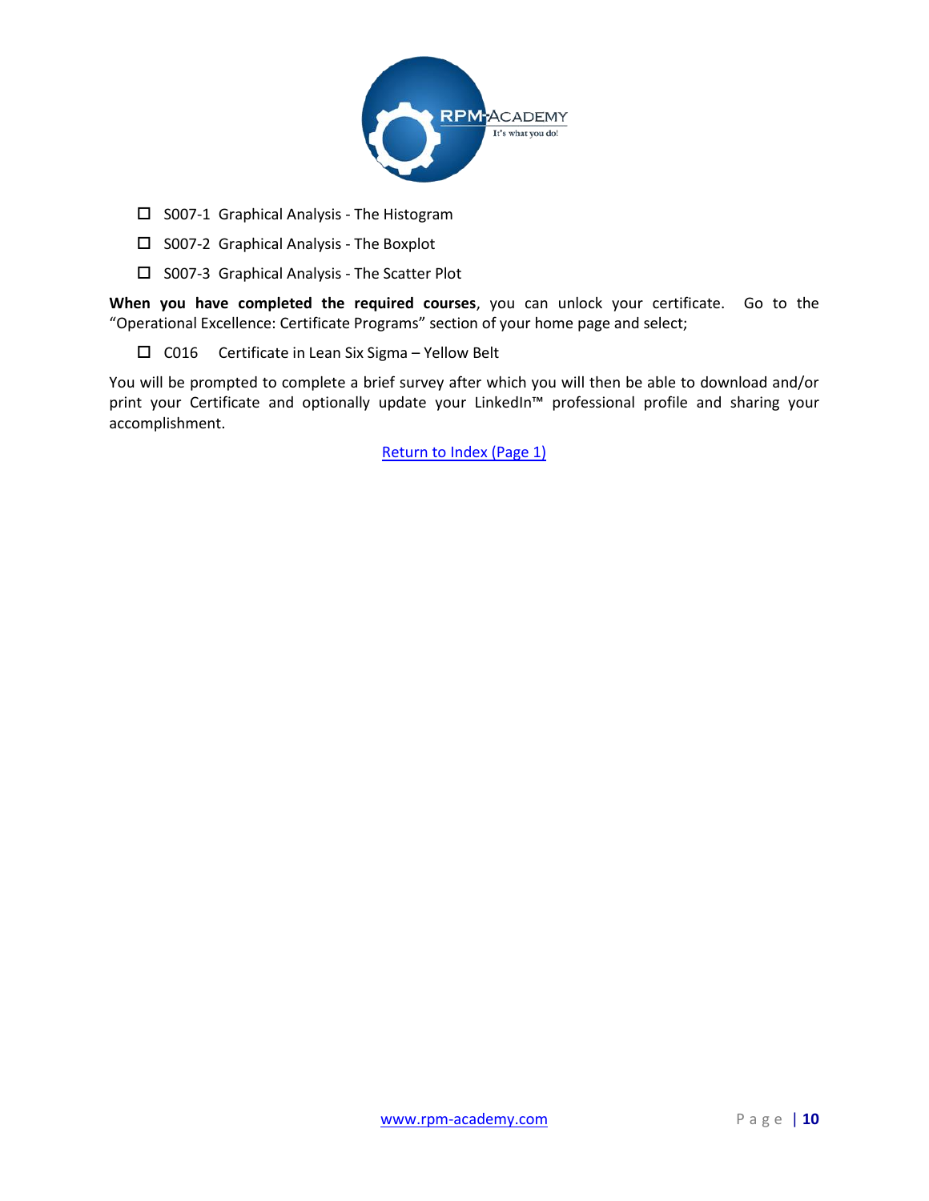- ☐ S007-1 Graphical Analysis - The Histogram
- ☐ S007-2 Graphical Analysis - The Boxplot
- ☐ S007-3 Graphical Analysis - The Scatter Plot

**When you have completed the required courses**, you can unlock your certificate. Go to the "Operational Excellence: Certificate Programs" section of your home page and select;

- ☐ C016 Certificate in Lean Six Sigma – Yellow Belt

You will be prompted to complete a brief survey after which you will then be able to download and/or print your Certificate and optionally update your LinkedIn™ professional profile and sharing your accomplishment.

Return to Index (Page 1)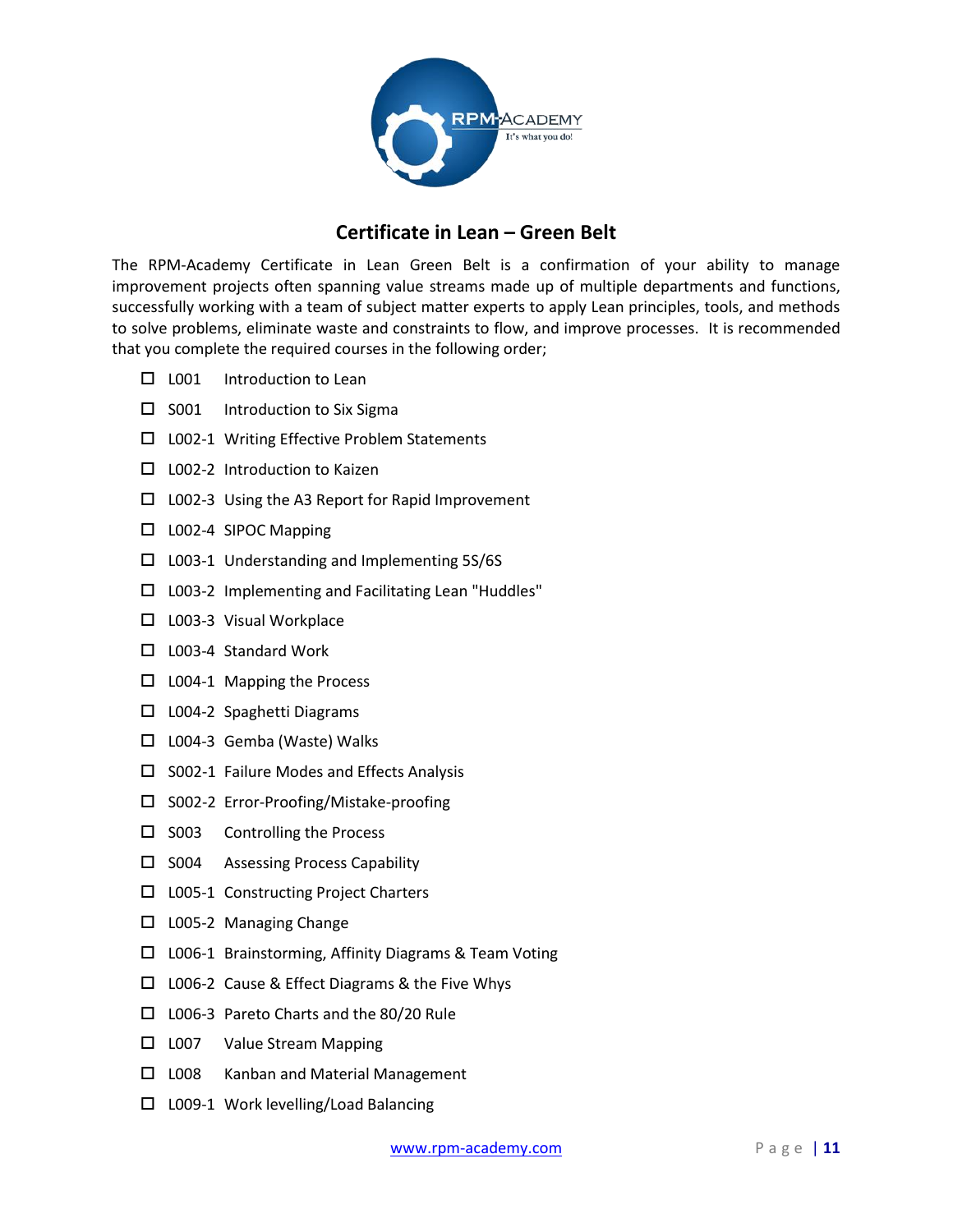## Certificate in Lean – Green Belt

The RPM-Academy Certificate in Lean Green Belt is a confirmation of your ability to manage improvement projects often spanning value streams made up of multiple departments and functions, successfully working with a team of subject matter experts to apply Lean principles, tools, and methods to solve problems, eliminate waste and constraints to flow, and improve processes. It is recommended that you complete the required courses in the following order;

- ☐ L001 Introduction to Lean
- ☐ S001 Introduction to Six Sigma
- ☐ L002-1 Writing Effective Problem Statements
- ☐ L002-2 Introduction to Kaizen
- ☐ L002-3 Using the A3 Report for Rapid Improvement
- ☐ L002-4 SIPOC Mapping
- ☐ L003-1 Understanding and Implementing 5S/6S
- ☐ L003-2 Implementing and Facilitating Lean "Huddles"
- ☐ L003-3 Visual Workplace
- ☐ L003-4 Standard Work
- ☐ L004-1 Mapping the Process
- ☐ L004-2 Spaghetti Diagrams
- ☐ L004-3 Gemba (Waste) Walks
- ☐ S002-1 Failure Modes and Effects Analysis
- ☐ S002-2 Error-Proofing/Mistake-proofing
- ☐ S003 Controlling the Process
- ☐ S004 Assessing Process Capability
- ☐ L005-1 Constructing Project Charters
- ☐ L005-2 Managing Change
- ☐ L006-1 Brainstorming, Affinity Diagrams & Team Voting
- ☐ L006-2 Cause & Effect Diagrams & the Five Whys
- ☐ L006-3 Pareto Charts and the 80/20 Rule
- ☐ L007 Value Stream Mapping
- ☐ L008 Kanban and Material Management
- ☐ L009-1 Work levelling/Load Balancing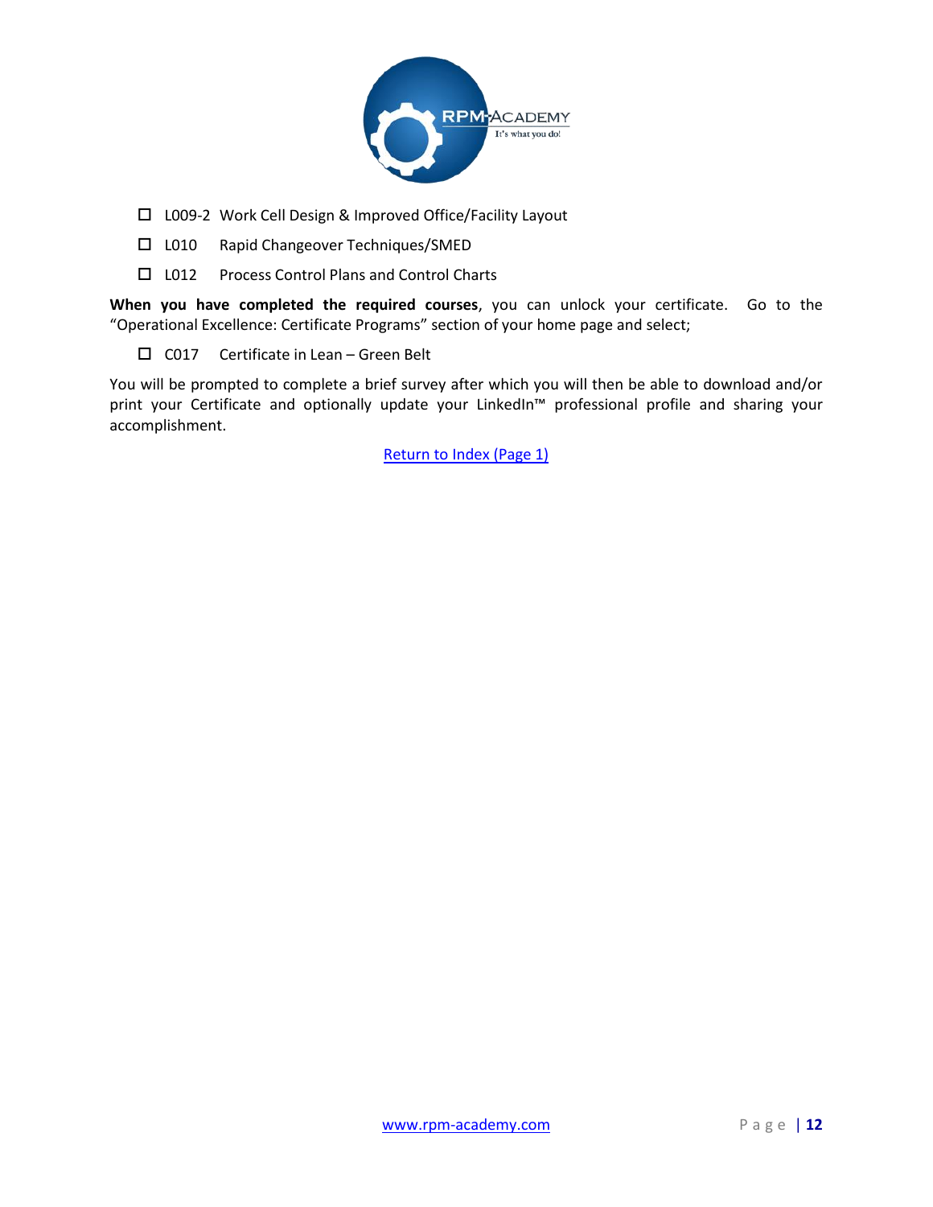- ☐ L009-2 Work Cell Design & Improved Office/Facility Layout
- ☐ L010 Rapid Changeover Techniques/SMED
- ☐ L012 Process Control Plans and Control Charts

**When you have completed the required courses**, you can unlock your certificate. Go to the "Operational Excellence: Certificate Programs" section of your home page and select;

- ☐ C017 Certificate in Lean – Green Belt

You will be prompted to complete a brief survey after which you will then be able to download and/or print your Certificate and optionally update your LinkedIn™ professional profile and sharing your accomplishment.

Return to Index (Page 1)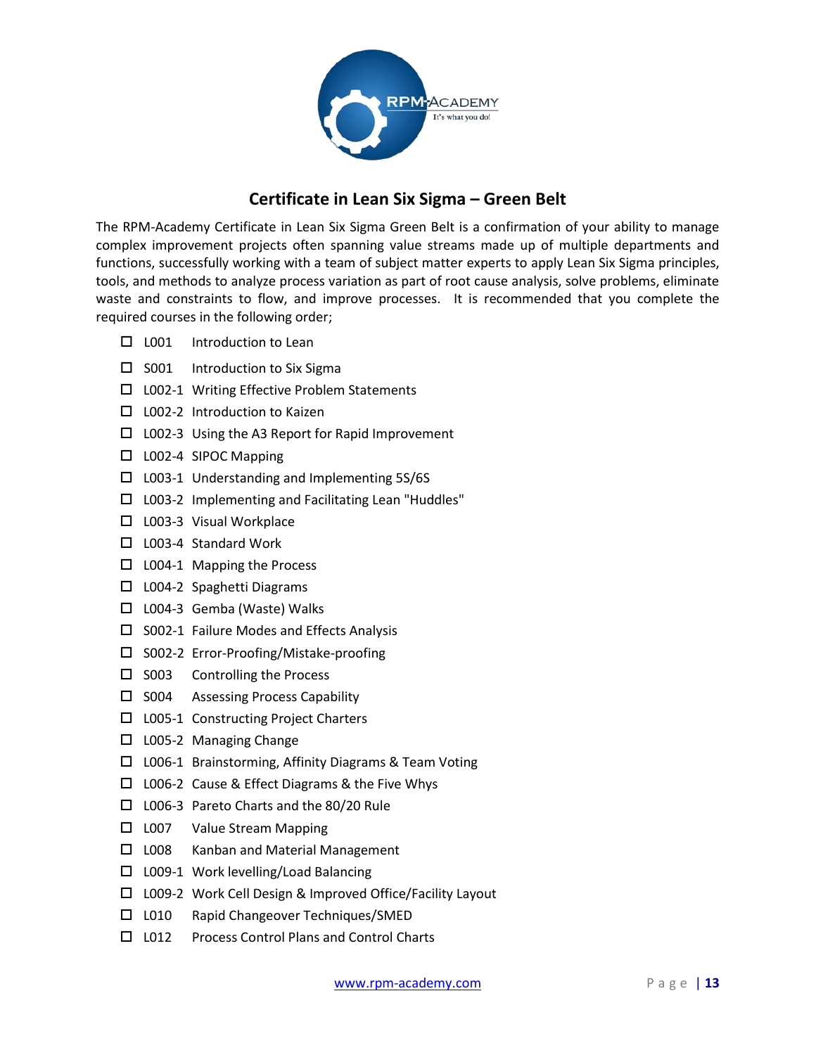## Certificate in Lean Six Sigma – Green Belt

The RPM-Academy Certificate in Lean Six Sigma Green Belt is a confirmation of your ability to manage complex improvement projects often spanning value streams made up of multiple departments and functions, successfully working with a team of subject matter experts to apply Lean Six Sigma principles, tools, and methods to analyze process variation as part of root cause analysis, solve problems, eliminate waste and constraints to flow, and improve processes. It is recommended that you complete the required courses in the following order;

- ☐ L001 Introduction to Lean
- ☐ S001 Introduction to Six Sigma
- ☐ L002-1 Writing Effective Problem Statements
- ☐ L002-2 Introduction to Kaizen
- ☐ L002-3 Using the A3 Report for Rapid Improvement
- ☐ L002-4 SIPOC Mapping
- ☐ L003-1 Understanding and Implementing 5S/6S
- ☐ L003-2 Implementing and Facilitating Lean "Huddles"
- ☐ L003-3 Visual Workplace
- ☐ L003-4 Standard Work
- ☐ L004-1 Mapping the Process
- ☐ L004-2 Spaghetti Diagrams
- ☐ L004-3 Gemba (Waste) Walks
- ☐ S002-1 Failure Modes and Effects Analysis
- ☐ S002-2 Error-Proofing/Mistake-proofing
- ☐ S003 Controlling the Process
- ☐ S004 Assessing Process Capability
- ☐ L005-1 Constructing Project Charters
- ☐ L005-2 Managing Change
- ☐ L006-1 Brainstorming, Affinity Diagrams & Team Voting
- ☐ L006-2 Cause & Effect Diagrams & the Five Whys
- ☐ L006-3 Pareto Charts and the 80/20 Rule
- ☐ L007 Value Stream Mapping
- ☐ L008 Kanban and Material Management
- ☐ L009-1 Work levelling/Load Balancing
- ☐ L009-2 Work Cell Design & Improved Office/Facility Layout
- ☐ L010 Rapid Changeover Techniques/SMED
- ☐ L012 Process Control Plans and Control Charts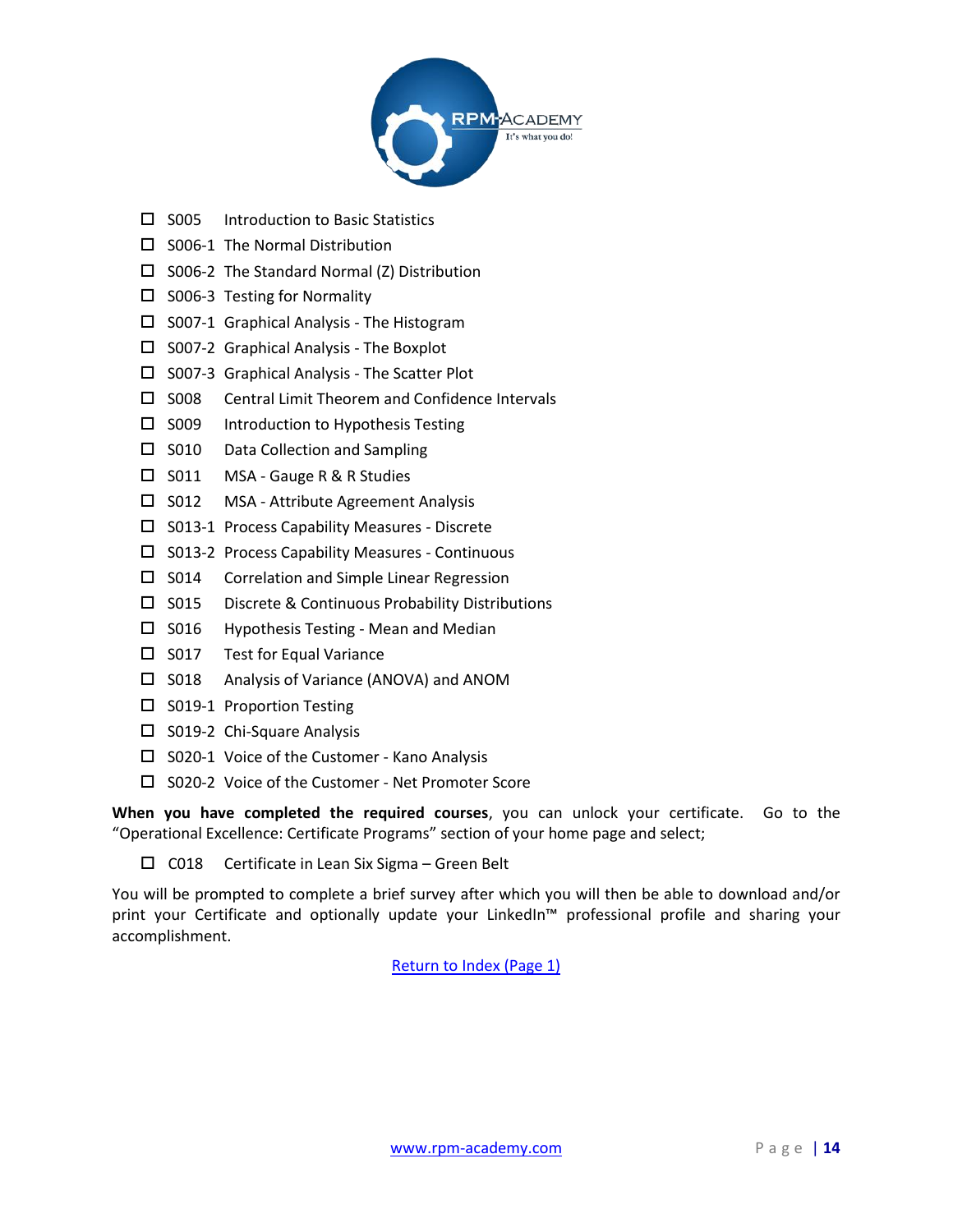- ☐ S005 Introduction to Basic Statistics
- ☐ S006-1 The Normal Distribution
- ☐ S006-2 The Standard Normal (Z) Distribution
- ☐ S006-3 Testing for Normality
- ☐ S007-1 Graphical Analysis - The Histogram
- ☐ S007-2 Graphical Analysis - The Boxplot
- ☐ S007-3 Graphical Analysis - The Scatter Plot
- ☐ S008 Central Limit Theorem and Confidence Intervals
- ☐ S009 Introduction to Hypothesis Testing
- ☐ S010 Data Collection and Sampling
- ☐ S011 MSA - Gauge R & R Studies
- ☐ S012 MSA - Attribute Agreement Analysis
- ☐ S013-1 Process Capability Measures - Discrete
- ☐ S013-2 Process Capability Measures - Continuous
- ☐ S014 Correlation and Simple Linear Regression
- ☐ S015 Discrete & Continuous Probability Distributions
- ☐ S016 Hypothesis Testing - Mean and Median
- ☐ S017 Test for Equal Variance
- ☐ S018 Analysis of Variance (ANOVA) and ANOM
- ☐ S019-1 Proportion Testing
- ☐ S019-2 Chi-Square Analysis
- ☐ S020-1 Voice of the Customer - Kano Analysis
- ☐ S020-2 Voice of the Customer - Net Promoter Score

**When you have completed the required courses**, you can unlock your certificate. Go to the "Operational Excellence: Certificate Programs" section of your home page and select;

- ☐ C018 Certificate in Lean Six Sigma – Green Belt

You will be prompted to complete a brief survey after which you will then be able to download and/or print your Certificate and optionally update your LinkedIn™ professional profile and sharing your accomplishment.

[Return to Index (Page 1)]

www.rpm-academy.com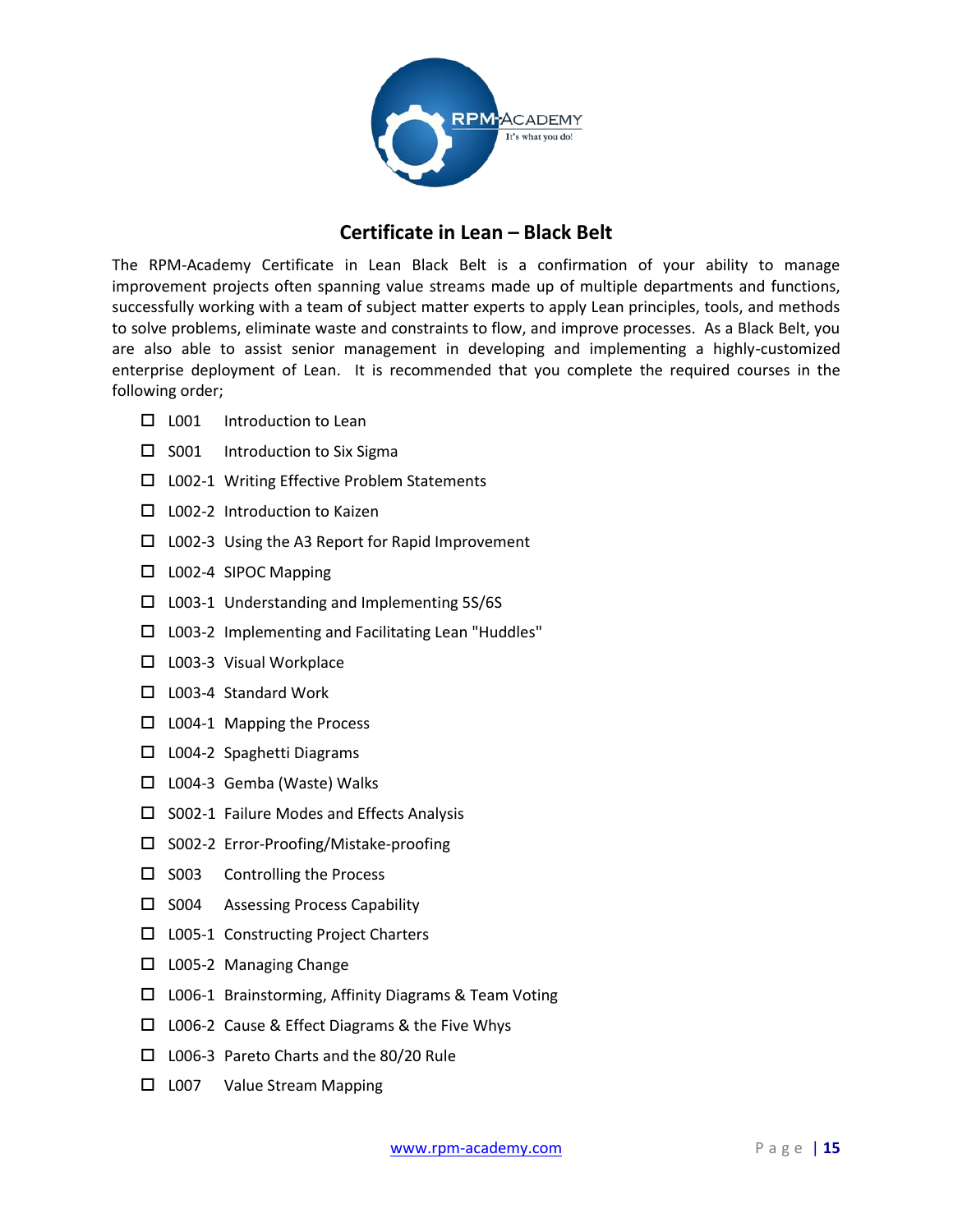## Certificate in Lean – Black Belt

The RPM-Academy Certificate in Lean Black Belt is a confirmation of your ability to manage improvement projects often spanning value streams made up of multiple departments and functions, successfully working with a team of subject matter experts to apply Lean principles, tools, and methods to solve problems, eliminate waste and constraints to flow, and improve processes. As a Black Belt, you are also able to assist senior management in developing and implementing a highly-customized enterprise deployment of Lean. It is recommended that you complete the required courses in the following order;

- ☐ L001 Introduction to Lean
- ☐ S001 Introduction to Six Sigma
- ☐ L002-1 Writing Effective Problem Statements
- ☐ L002-2 Introduction to Kaizen
- ☐ L002-3 Using the A3 Report for Rapid Improvement
- ☐ L002-4 SIPOC Mapping
- ☐ L003-1 Understanding and Implementing 5S/6S
- ☐ L003-2 Implementing and Facilitating Lean "Huddles"
- ☐ L003-3 Visual Workplace
- ☐ L003-4 Standard Work
- ☐ L004-1 Mapping the Process
- ☐ L004-2 Spaghetti Diagrams
- ☐ L004-3 Gemba (Waste) Walks
- ☐ S002-1 Failure Modes and Effects Analysis
- ☐ S002-2 Error-Proofing/Mistake-proofing
- ☐ S003 Controlling the Process
- ☐ S004 Assessing Process Capability
- ☐ L005-1 Constructing Project Charters
- ☐ L005-2 Managing Change
- ☐ L006-1 Brainstorming, Affinity Diagrams & Team Voting
- ☐ L006-2 Cause & Effect Diagrams & the Five Whys
- ☐ L006-3 Pareto Charts and the 80/20 Rule
- ☐ L007 Value Stream Mapping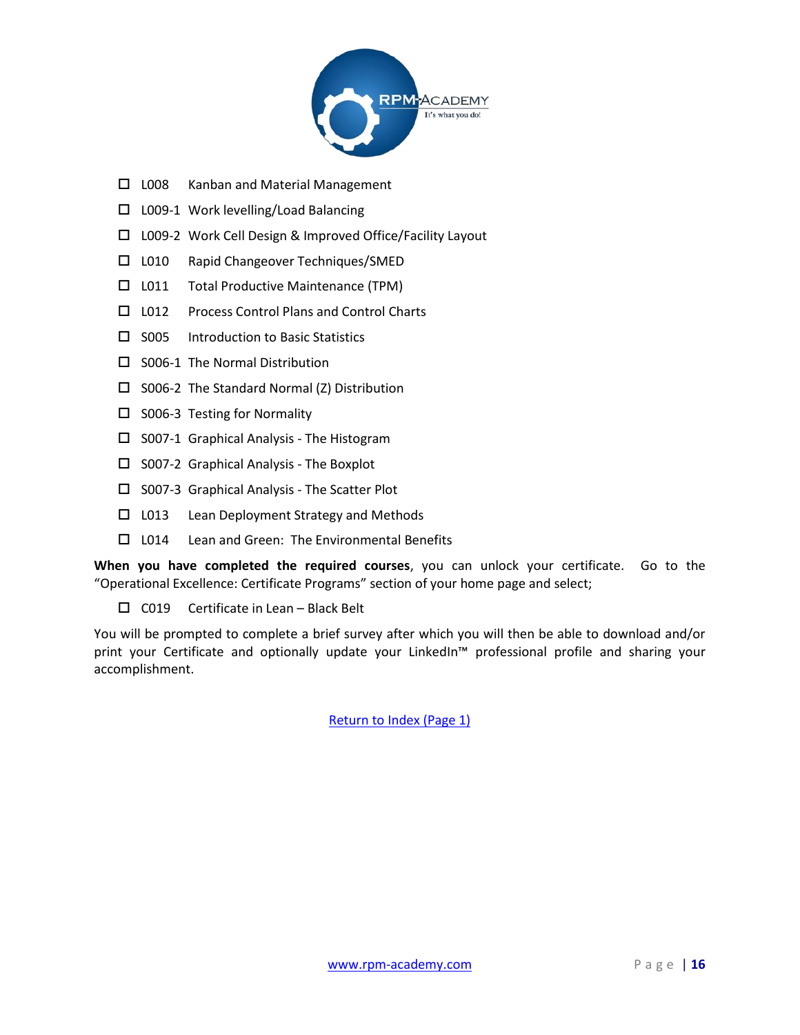- ☐ L008 Kanban and Material Management
- ☐ L009-1 Work levelling/Load Balancing
- ☐ L009-2 Work Cell Design & Improved Office/Facility Layout
- ☐ L010 Rapid Changeover Techniques/SMED
- ☐ L011 Total Productive Maintenance (TPM)
- ☐ L012 Process Control Plans and Control Charts
- ☐ S005 Introduction to Basic Statistics
- ☐ S006-1 The Normal Distribution
- ☐ S006-2 The Standard Normal (Z) Distribution
- ☐ S006-3 Testing for Normality
- ☐ S007-1 Graphical Analysis - The Histogram
- ☐ S007-2 Graphical Analysis - The Boxplot
- ☐ S007-3 Graphical Analysis - The Scatter Plot
- ☐ L013 Lean Deployment Strategy and Methods
- ☐ L014 Lean and Green: The Environmental Benefits

**When you have completed the required courses**, you can unlock your certificate. Go to the "Operational Excellence: Certificate Programs" section of your home page and select;

- ☐ C019 Certificate in Lean – Black Belt

You will be prompted to complete a brief survey after which you will then be able to download and/or print your Certificate and optionally update your LinkedIn™ professional profile and sharing your accomplishment.

Return to Index (Page 1)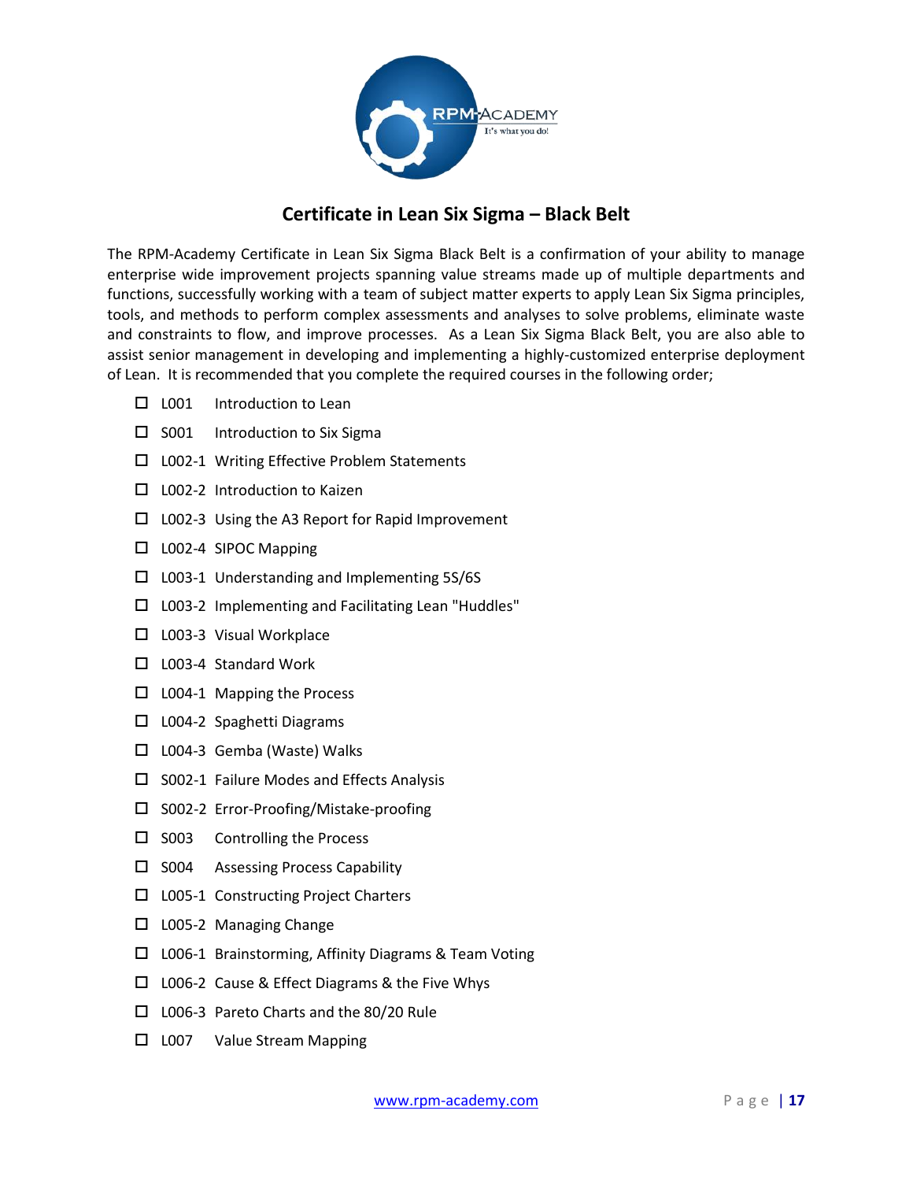## Certificate in Lean Six Sigma – Black Belt

The RPM-Academy Certificate in Lean Six Sigma Black Belt is a confirmation of your ability to manage enterprise wide improvement projects spanning value streams made up of multiple departments and functions, successfully working with a team of subject matter experts to apply Lean Six Sigma principles, tools, and methods to perform complex assessments and analyses to solve problems, eliminate waste and constraints to flow, and improve processes. As a Lean Six Sigma Black Belt, you are also able to assist senior management in developing and implementing a highly-customized enterprise deployment of Lean. It is recommended that you complete the required courses in the following order;

- ☐ L001 Introduction to Lean
- ☐ S001 Introduction to Six Sigma
- ☐ L002-1 Writing Effective Problem Statements
- ☐ L002-2 Introduction to Kaizen
- ☐ L002-3 Using the A3 Report for Rapid Improvement
- ☐ L002-4 SIPOC Mapping
- ☐ L003-1 Understanding and Implementing 5S/6S
- ☐ L003-2 Implementing and Facilitating Lean "Huddles"
- ☐ L003-3 Visual Workplace
- ☐ L003-4 Standard Work
- ☐ L004-1 Mapping the Process
- ☐ L004-2 Spaghetti Diagrams
- ☐ L004-3 Gemba (Waste) Walks
- ☐ S002-1 Failure Modes and Effects Analysis
- ☐ S002-2 Error-Proofing/Mistake-proofing
- ☐ S003 Controlling the Process
- ☐ S004 Assessing Process Capability
- ☐ L005-1 Constructing Project Charters
- ☐ L005-2 Managing Change
- ☐ L006-1 Brainstorming, Affinity Diagrams & Team Voting
- ☐ L006-2 Cause & Effect Diagrams & the Five Whys
- ☐ L006-3 Pareto Charts and the 80/20 Rule
- ☐ L007 Value Stream Mapping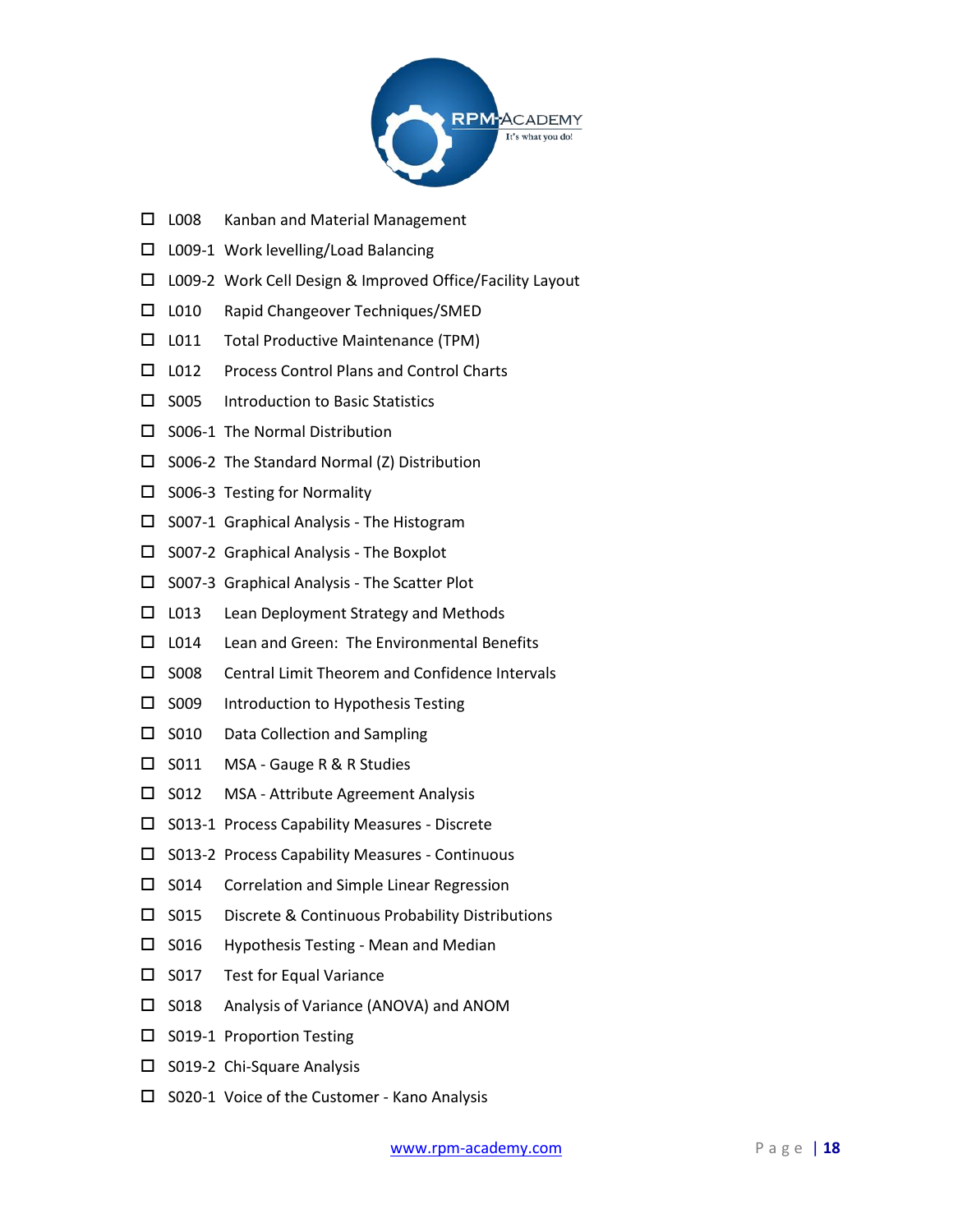- ☐ L008 Kanban and Material Management
- ☐ L009-1 Work levelling/Load Balancing
- ☐ L009-2 Work Cell Design & Improved Office/Facility Layout
- ☐ L010 Rapid Changeover Techniques/SMED
- ☐ L011 Total Productive Maintenance (TPM)
- ☐ L012 Process Control Plans and Control Charts
- ☐ S005 Introduction to Basic Statistics
- ☐ S006-1 The Normal Distribution
- ☐ S006-2 The Standard Normal (Z) Distribution
- ☐ S006-3 Testing for Normality
- ☐ S007-1 Graphical Analysis - The Histogram
- ☐ S007-2 Graphical Analysis - The Boxplot
- ☐ S007-3 Graphical Analysis - The Scatter Plot
- ☐ L013 Lean Deployment Strategy and Methods
- ☐ L014 Lean and Green: The Environmental Benefits
- ☐ S008 Central Limit Theorem and Confidence Intervals
- ☐ S009 Introduction to Hypothesis Testing
- ☐ S010 Data Collection and Sampling
- ☐ S011 MSA - Gauge R & R Studies
- ☐ S012 MSA - Attribute Agreement Analysis
- ☐ S013-1 Process Capability Measures - Discrete
- ☐ S013-2 Process Capability Measures - Continuous
- ☐ S014 Correlation and Simple Linear Regression
- ☐ S015 Discrete & Continuous Probability Distributions
- ☐ S016 Hypothesis Testing - Mean and Median
- ☐ S017 Test for Equal Variance
- ☐ S018 Analysis of Variance (ANOVA) and ANOM
- ☐ S019-1 Proportion Testing
- ☐ S019-2 Chi-Square Analysis
- ☐ S020-1 Voice of the Customer - Kano Analysis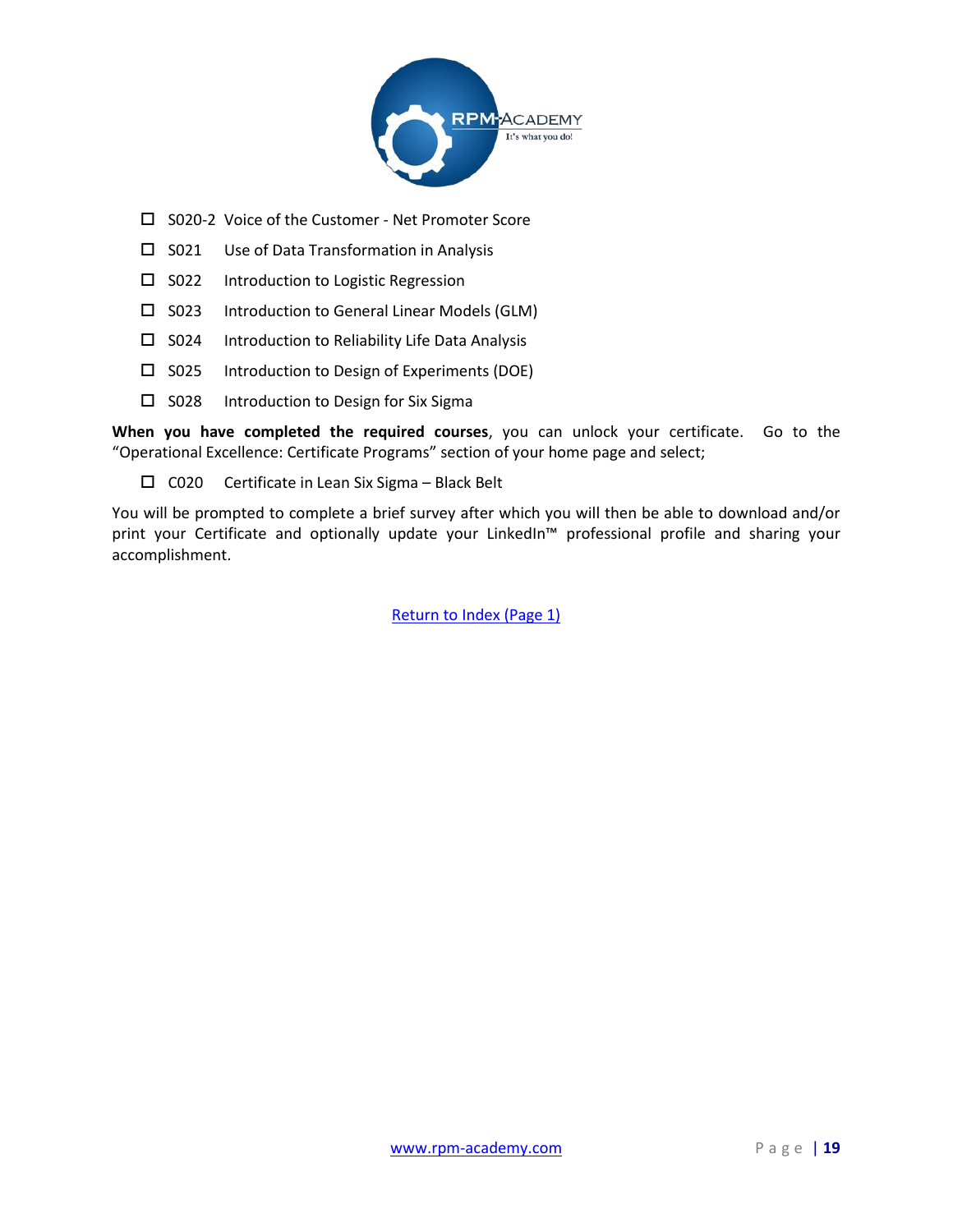- ☐ S020-2 Voice of the Customer - Net Promoter Score
- ☐ S021 Use of Data Transformation in Analysis
- ☐ S022 Introduction to Logistic Regression
- ☐ S023 Introduction to General Linear Models (GLM)
- ☐ S024 Introduction to Reliability Life Data Analysis
- ☐ S025 Introduction to Design of Experiments (DOE)
- ☐ S028 Introduction to Design for Six Sigma

**When you have completed the required courses**, you can unlock your certificate. Go to the "Operational Excellence: Certificate Programs" section of your home page and select;

- ☐ C020 Certificate in Lean Six Sigma – Black Belt

You will be prompted to complete a brief survey after which you will then be able to download and/or print your Certificate and optionally update your LinkedIn™ professional profile and sharing your accomplishment.

Return to Index (Page 1)

www.rpm-academy.com